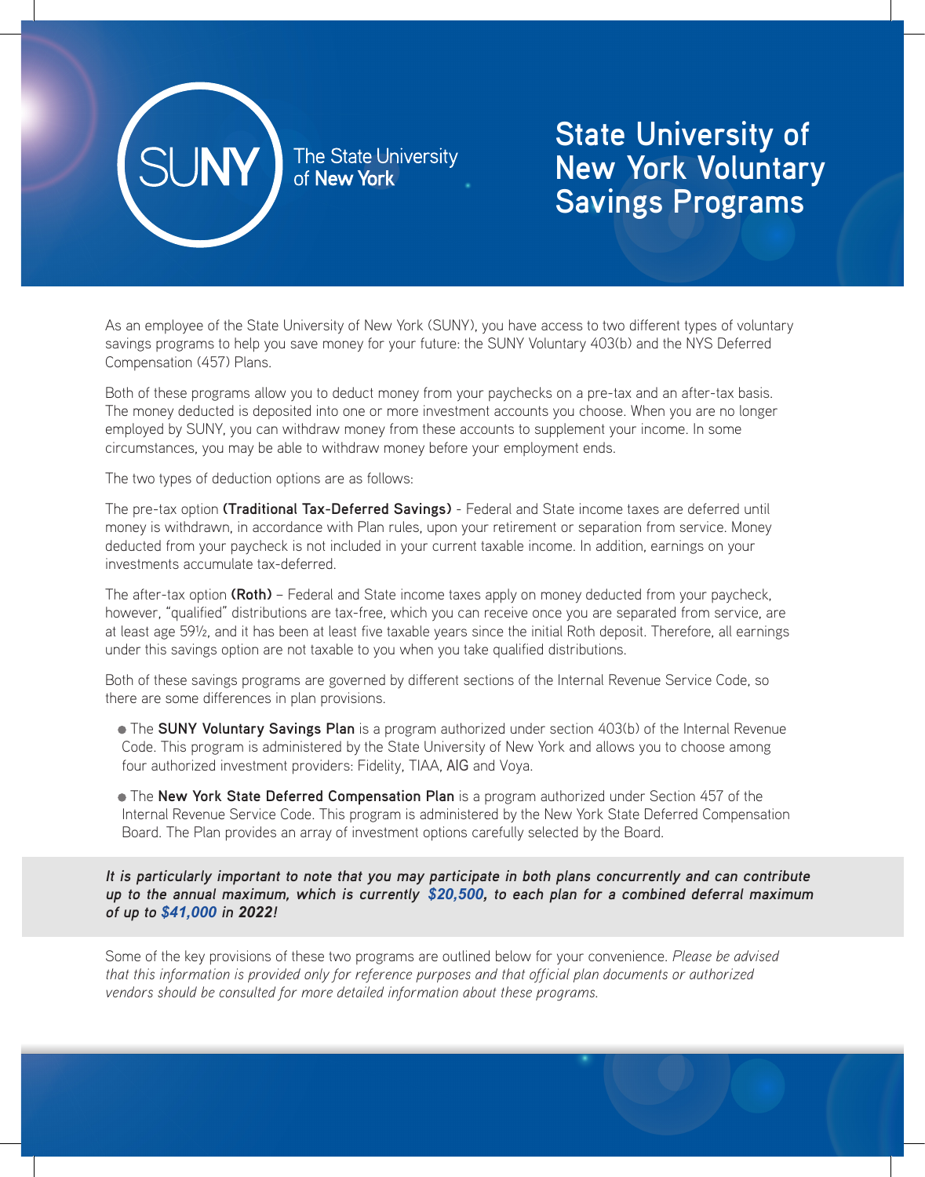SUNY The State University of New York

# State University of New York Voluntary Savings Programs

As an employee of the State University of New York (SUNY), you have access to two different types of voluntary savings programs to help you save money for your future: the SUNY Voluntary 403(b) and the NYS Deferred Compensation (457) Plans.

Both of these programs allow you to deduct money from your paychecks on a pre-tax and an after-tax basis. The money deducted is deposited into one or more investment accounts you choose. When you are no longer employed by SUNY, you can withdraw money from these accounts to supplement your income. In some circumstances, you may be able to withdraw money before your employment ends.

The two types of deduction options are as follows:

The pre-tax option **(Traditional Tax-Deferred Savings)** - Federal and State income taxes are deferred until money is withdrawn, in accordance with Plan rules, upon your retirement or separation from service. Money deducted from your paycheck is not included in your current taxable income. In addition, earnings on your investments accumulate tax-deferred.

The after-tax option **(Roth)** – Federal and State income taxes apply on money deducted from your paycheck, however, "qualified" distributions are tax-free, which you can receive once you are separated from service, are at least age 59½, and it has been at least five taxable years since the initial Roth deposit. Therefore, all earnings under this savings option are not taxable to you when you take qualified distributions.

Both of these savings programs are governed by different sections of the Internal Revenue Service Code, so there are some differences in plan provisions.

- The **SUNY Voluntary Savings Plan** is a program authorized under section 403(b) of the Internal Revenue Code. This program is administered by the State University of New York and allows you to choose among four authorized investment providers: Fidelity, TIAA, AIG and Voya.
- The **New York State Deferred Compensation Plan** is a program authorized under Section 457 of the Internal Revenue Service Code. This program is administered by the New York State Deferred Compensation Board. The Plan provides an array of investment options carefully selected by the Board.

***It is particularly important to note that you may participate in both plans concurrently and can contribute up to the annual maximum, which is currently $20,500, to each plan for a combined deferral maximum of up to $41,000 in 2022!***

Some of the key provisions of these two programs are outlined below for your convenience. *Please be advised that this information is provided only for reference purposes and that official plan documents or authorized vendors should be consulted for more detailed information about these programs.*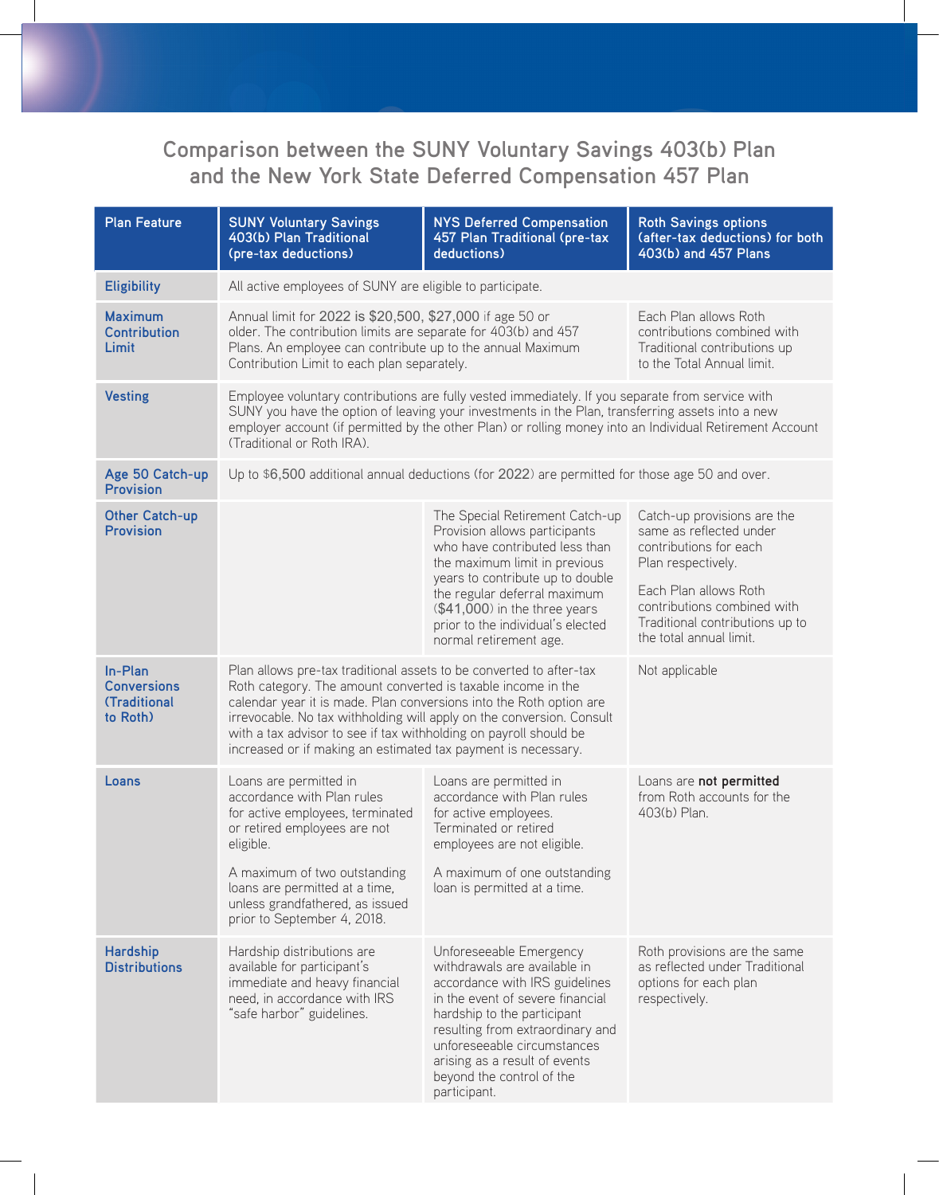## Comparison between the SUNY Voluntary Savings 403(b) Plan and the New York State Deferred Compensation 457 Plan

| Plan Feature | SUNY Voluntary Savings 403(b) Plan Traditional (pre-tax deductions) | NYS Deferred Compensation 457 Plan Traditional (pre-tax deductions) | Roth Savings options (after-tax deductions) for both 403(b) and 457 Plans |
|---|---|---|---|
| **Eligibility** | All active employees of SUNY are eligible to participate. | | |
| **Maximum Contribution Limit** | Annual limit for 2022 is $20,500, $27,000 if age 50 or older. The contribution limits are separate for 403(b) and 457 Plans. An employee can contribute up to the annual Maximum Contribution Limit to each plan separately. | | Each Plan allows Roth contributions combined with Traditional contributions up to the Total Annual limit. |
| **Vesting** | Employee voluntary contributions are fully vested immediately. If you separate from service with SUNY you have the option of leaving your investments in the Plan, transferring assets into a new employer account (if permitted by the other Plan) or rolling money into an Individual Retirement Account (Traditional or Roth IRA). | | |
| **Age 50 Catch-up Provision** | Up to $6,500 additional annual deductions (for 2022) are permitted for those age 50 and over. | | |
| **Other Catch-up Provision** | | The Special Retirement Catch-up Provision allows participants who have contributed less than the maximum limit in previous years to contribute up to double the regular deferral maximum ($41,000) in the three years prior to the individual's elected normal retirement age. | Catch-up provisions are the same as reflected under contributions for each Plan respectively. Each Plan allows Roth contributions combined with Traditional contributions up to the total annual limit. |
| **In-Plan Conversions (Traditional to Roth)** | Plan allows pre-tax traditional assets to be converted to after-tax Roth category. The amount converted is taxable income in the calendar year it is made. Plan conversions into the Roth option are irrevocable. No tax withholding will apply on the conversion. Consult with a tax advisor to see if tax withholding on payroll should be increased or if making an estimated tax payment is necessary. | | Not applicable |
| **Loans** | Loans are permitted in accordance with Plan rules for active employees, terminated or retired employees are not eligible. A maximum of two outstanding loans are permitted at a time, unless grandfathered, as issued prior to September 4, 2018. | Loans are permitted in accordance with Plan rules for active employees. Terminated or retired employees are not eligible. A maximum of one outstanding loan is permitted at a time. | Loans are **not permitted** from Roth accounts for the 403(b) Plan. |
| **Hardship Distributions** | Hardship distributions are available for participant's immediate and heavy financial need, in accordance with IRS "safe harbor" guidelines. | Unforeseeable Emergency withdrawals are available in accordance with IRS guidelines in the event of severe financial hardship to the participant resulting from extraordinary and unforeseeable circumstances arising as a result of events beyond the control of the participant. | Roth provisions are the same as reflected under Traditional options for each plan respectively. |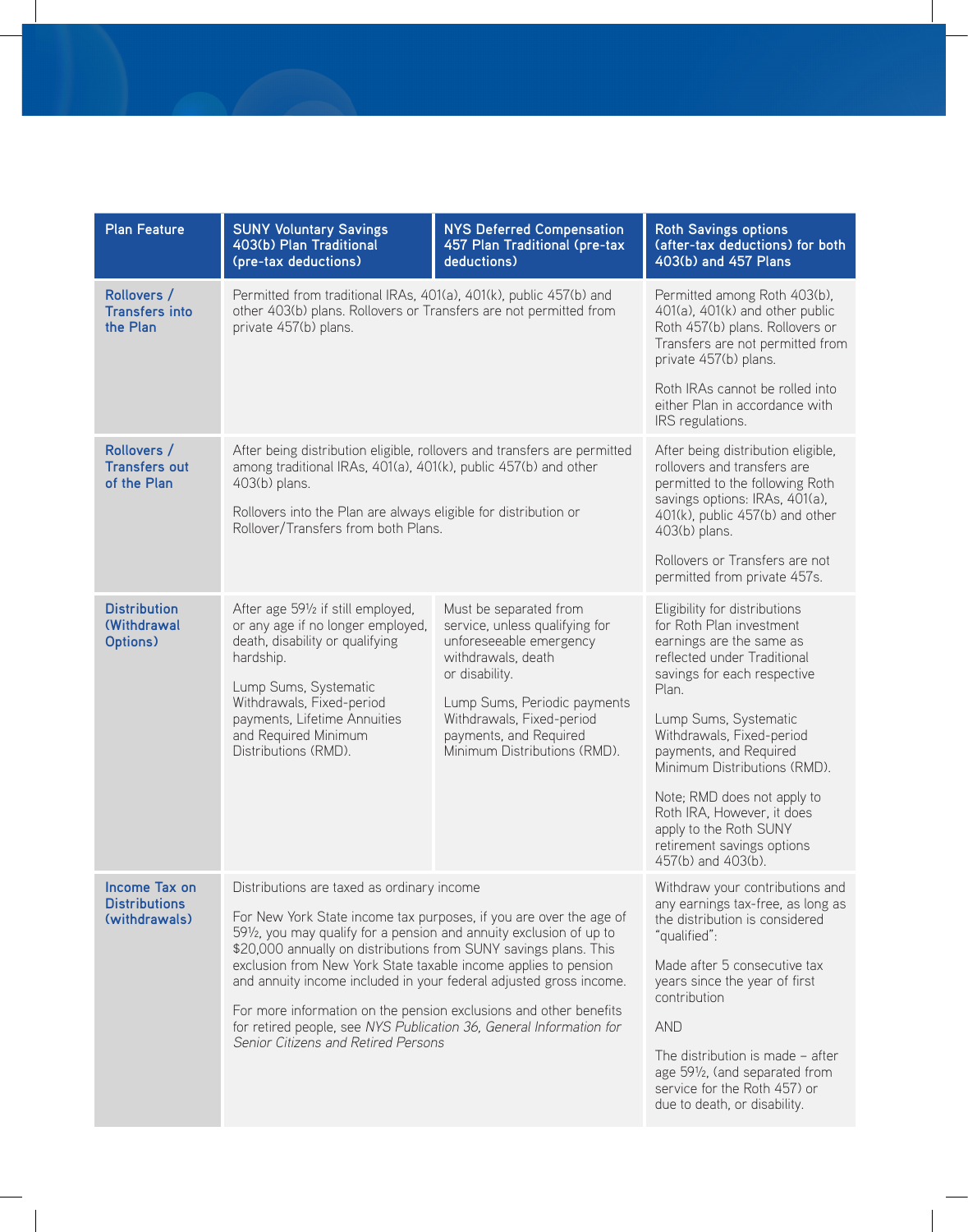| Plan Feature | SUNY Voluntary Savings 403(b) Plan Traditional (pre-tax deductions) | NYS Deferred Compensation 457 Plan Traditional (pre-tax deductions) | Roth Savings options (after-tax deductions) for both 403(b) and 457 Plans |
|---|---|---|---|
| **Rollovers / Transfers into the Plan** | Permitted from traditional IRAs, 401(a), 401(k), public 457(b) and other 403(b) plans. Rollovers or Transfers are not permitted from private 457(b) plans. | | Permitted among Roth 403(b), 401(a), 401(k) and other public Roth 457(b) plans. Rollovers or Transfers are not permitted from private 457(b) plans.<br><br>Roth IRAs cannot be rolled into either Plan in accordance with IRS regulations. |
| **Rollovers / Transfers out of the Plan** | After being distribution eligible, rollovers and transfers are permitted among traditional IRAs, 401(a), 401(k), public 457(b) and other 403(b) plans.<br><br>Rollovers into the Plan are always eligible for distribution or Rollover/Transfers from both Plans. | | After being distribution eligible, rollovers and transfers are permitted to the following Roth savings options: IRAs, 401(a), 401(k), public 457(b) and other 403(b) plans.<br><br>Rollovers or Transfers are not permitted from private 457s. |
| **Distribution (Withdrawal Options)** | After age 59½ if still employed, or any age if no longer employed, death, disability or qualifying hardship.<br><br>Lump Sums, Systematic Withdrawals, Fixed-period payments, Lifetime Annuities and Required Minimum Distributions (RMD). | Must be separated from service, unless qualifying for unforeseeable emergency withdrawals, death or disability.<br><br>Lump Sums, Periodic payments Withdrawals, Fixed-period payments, and Required Minimum Distributions (RMD). | Eligibility for distributions for Roth Plan investment earnings are the same as reflected under Traditional savings for each respective Plan.<br><br>Lump Sums, Systematic Withdrawals, Fixed-period payments, and Required Minimum Distributions (RMD).<br><br>Note; RMD does not apply to Roth IRA, However, it does apply to the Roth SUNY retirement savings options 457(b) and 403(b). |
| **Income Tax on Distributions (withdrawals)** | Distributions are taxed as ordinary income<br><br>For New York State income tax purposes, if you are over the age of 59½, you may qualify for a pension and annuity exclusion of up to $20,000 annually on distributions from SUNY savings plans. This exclusion from New York State taxable income applies to pension and annuity income included in your federal adjusted gross income.<br><br>For more information on the pension exclusions and other benefits for retired people, see *NYS Publication 36, General Information for Senior Citizens and Retired Persons* | | Withdraw your contributions and any earnings tax-free, as long as the distribution is considered "qualified":<br><br>Made after 5 consecutive tax years since the year of first contribution<br><br>AND<br><br>The distribution is made – after age 59½, (and separated from service for the Roth 457) or due to death, or disability. |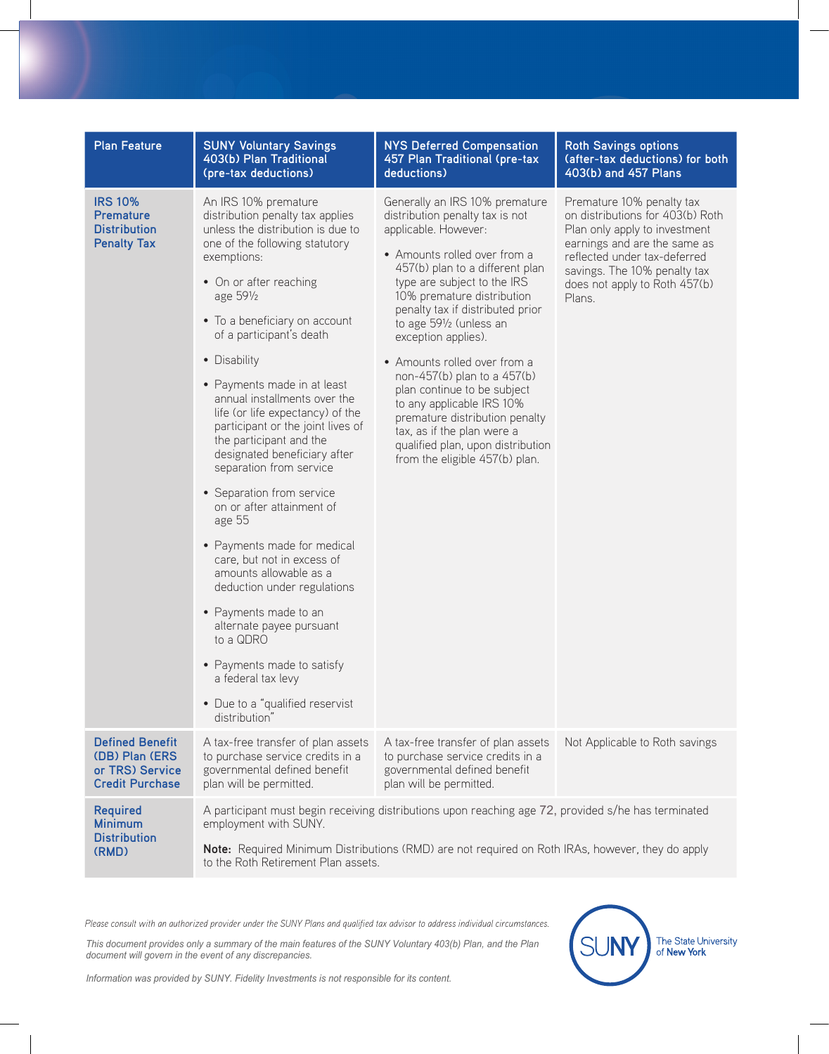| Plan Feature | SUNY Voluntary Savings 403(b) Plan Traditional (pre-tax deductions) | NYS Deferred Compensation 457 Plan Traditional (pre-tax deductions) | Roth Savings options (after-tax deductions) for both 403(b) and 457 Plans |
|---|---|---|---|
| **IRS 10% Premature Distribution Penalty Tax** | An IRS 10% premature distribution penalty tax applies unless the distribution is due to one of the following statutory exemptions:<br>• On or after reaching age 59½<br>• To a beneficiary on account of a participant's death<br>• Disability<br>• Payments made in at least annual installments over the life (or life expectancy) of the participant or the joint lives of the participant and the designated beneficiary after separation from service<br>• Separation from service on or after attainment of age 55<br>• Payments made for medical care, but not in excess of amounts allowable as a deduction under regulations<br>• Payments made to an alternate payee pursuant to a QDRO<br>• Payments made to satisfy a federal tax levy<br>• Due to a "qualified reservist distribution" | Generally an IRS 10% premature distribution penalty tax is not applicable. However:<br>• Amounts rolled over from a 457(b) plan to a different plan type are subject to the IRS 10% premature distribution penalty tax if distributed prior to age 59½ (unless an exception applies).<br>• Amounts rolled over from a non-457(b) plan to a 457(b) plan continue to be subject to any applicable IRS 10% premature distribution penalty tax, as if the plan were a qualified plan, upon distribution from the eligible 457(b) plan. | Premature 10% penalty tax on distributions for 403(b) Roth Plan only apply to investment earnings and are the same as reflected under tax-deferred savings. The 10% penalty tax does not apply to Roth 457(b) Plans. |
| **Defined Benefit (DB) Plan (ERS or TRS) Service Credit Purchase** | A tax-free transfer of plan assets to purchase service credits in a governmental defined benefit plan will be permitted. | A tax-free transfer of plan assets to purchase service credits in a governmental defined benefit plan will be permitted. | Not Applicable to Roth savings |
| **Required Minimum Distribution (RMD)** | A participant must begin receiving distributions upon reaching age 72, provided s/he has terminated employment with SUNY.<br>**Note:** Required Minimum Distributions (RMD) are not required on Roth IRAs, however, they do apply to the Roth Retirement Plan assets. | | |

*Please consult with an authorized provider under the SUNY Plans and qualified tax advisor to address individual circumstances.*

*This document provides only a summary of the main features of the SUNY Voluntary 403(b) Plan, and the Plan document will govern in the event of any discrepancies.*

*Information was provided by SUNY. Fidelity Investments is not responsible for its content.*

SUNY The State University of New York